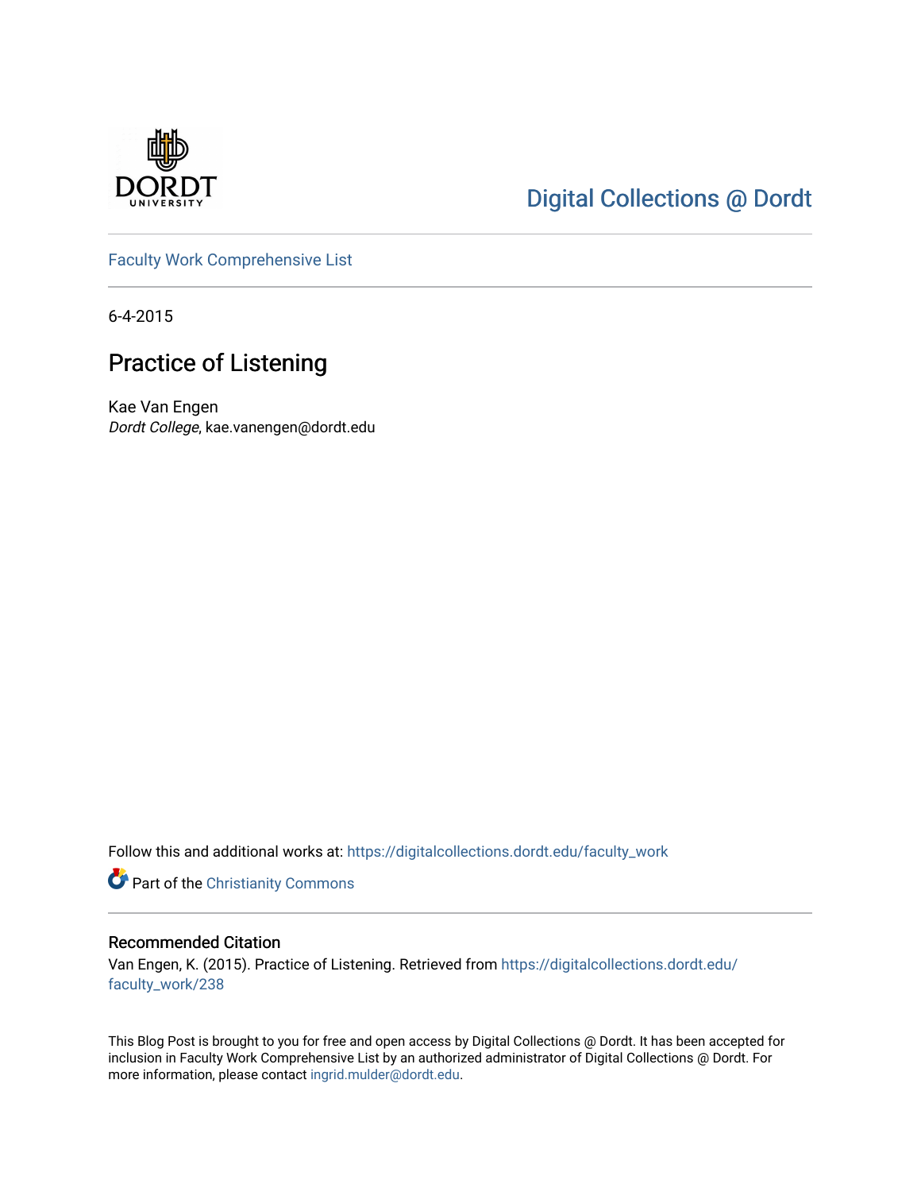Digital Collections @ Dordt

Faculty Work Comprehensive List

6-4-2015

# Practice of Listening

Kae Van Engen
*Dordt College*, kae.vanengen@dordt.edu

Follow this and additional works at: https://digitalcollections.dordt.edu/faculty_work

Part of the Christianity Commons

## Recommended Citation

Van Engen, K. (2015). Practice of Listening. Retrieved from https://digitalcollections.dordt.edu/faculty_work/238

This Blog Post is brought to you for free and open access by Digital Collections @ Dordt. It has been accepted for inclusion in Faculty Work Comprehensive List by an authorized administrator of Digital Collections @ Dordt. For more information, please contact ingrid.mulder@dordt.edu.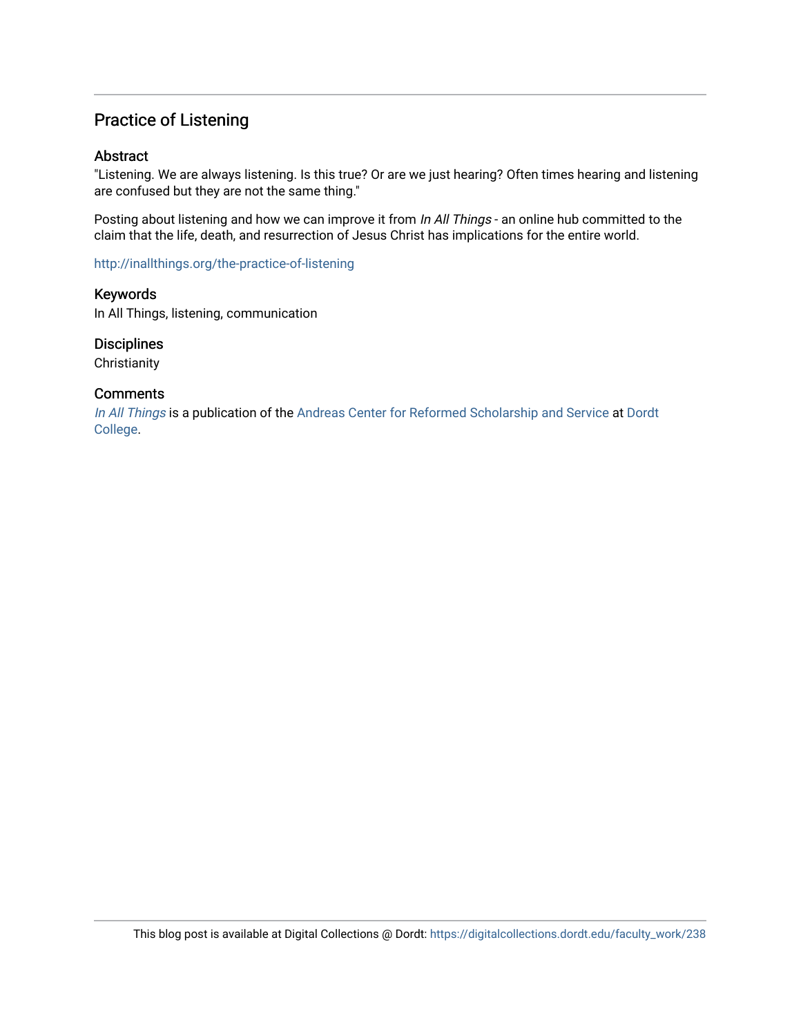## Practice of Listening

### Abstract

"Listening. We are always listening. Is this true? Or are we just hearing? Often times hearing and listening are confused but they are not the same thing."

Posting about listening and how we can improve it from *In All Things* - an online hub committed to the claim that the life, death, and resurrection of Jesus Christ has implications for the entire world.

http://inallthings.org/the-practice-of-listening

### Keywords

In All Things, listening, communication

### Disciplines

Christianity

### Comments

*In All Things* is a publication of the Andreas Center for Reformed Scholarship and Service at Dordt College.

This blog post is available at Digital Collections @ Dordt: https://digitalcollections.dordt.edu/faculty_work/238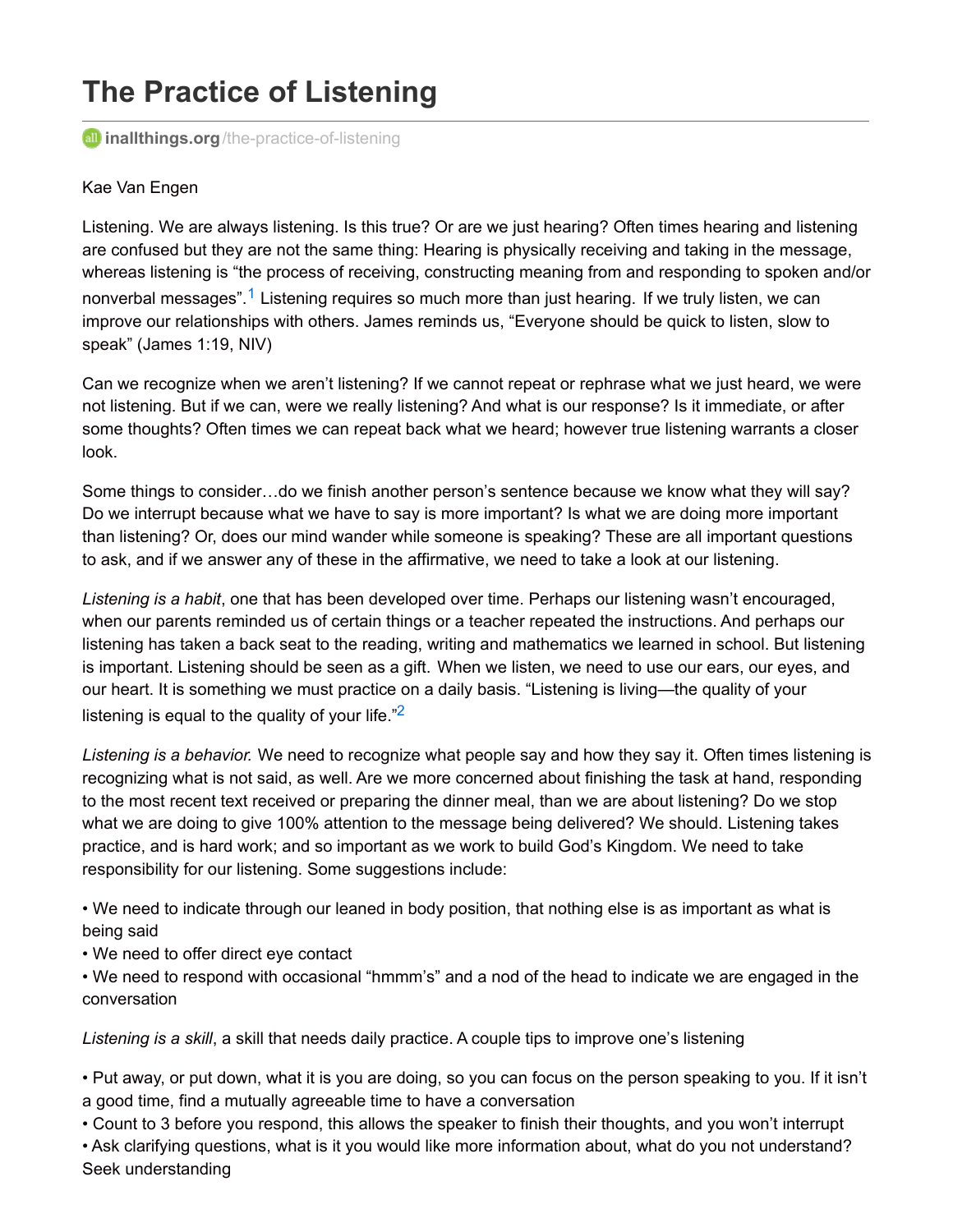# The Practice of Listening

inallthings.org/the-practice-of-listening

Kae Van Engen

Listening. We are always listening. Is this true? Or are we just hearing? Often times hearing and listening are confused but they are not the same thing: Hearing is physically receiving and taking in the message, whereas listening is "the process of receiving, constructing meaning from and responding to spoken and/or nonverbal messages".[1] Listening requires so much more than just hearing. If we truly listen, we can improve our relationships with others. James reminds us, "Everyone should be quick to listen, slow to speak" (James 1:19, NIV)

Can we recognize when we aren't listening? If we cannot repeat or rephrase what we just heard, we were not listening. But if we can, were we really listening? And what is our response? Is it immediate, or after some thoughts? Often times we can repeat back what we heard; however true listening warrants a closer look.

Some things to consider…do we finish another person's sentence because we know what they will say? Do we interrupt because what we have to say is more important? Is what we are doing more important than listening? Or, does our mind wander while someone is speaking? These are all important questions to ask, and if we answer any of these in the affirmative, we need to take a look at our listening.

*Listening is a habit*, one that has been developed over time. Perhaps our listening wasn't encouraged, when our parents reminded us of certain things or a teacher repeated the instructions. And perhaps our listening has taken a back seat to the reading, writing and mathematics we learned in school. But listening is important. Listening should be seen as a gift. When we listen, we need to use our ears, our eyes, and our heart. It is something we must practice on a daily basis. "Listening is living—the quality of your listening is equal to the quality of your life."[2]

*Listening is a behavior.* We need to recognize what people say and how they say it. Often times listening is recognizing what is not said, as well. Are we more concerned about finishing the task at hand, responding to the most recent text received or preparing the dinner meal, than we are about listening? Do we stop what we are doing to give 100% attention to the message being delivered? We should. Listening takes practice, and is hard work; and so important as we work to build God's Kingdom. We need to take responsibility for our listening. Some suggestions include:

- We need to indicate through our leaned in body position, that nothing else is as important as what is being said
- We need to offer direct eye contact
- We need to respond with occasional "hmmm's" and a nod of the head to indicate we are engaged in the conversation

*Listening is a skill*, a skill that needs daily practice. A couple tips to improve one's listening

- Put away, or put down, what it is you are doing, so you can focus on the person speaking to you. If it isn't a good time, find a mutually agreeable time to have a conversation
- Count to 3 before you respond, this allows the speaker to finish their thoughts, and you won't interrupt
- Ask clarifying questions, what is it you would like more information about, what do you not understand? Seek understanding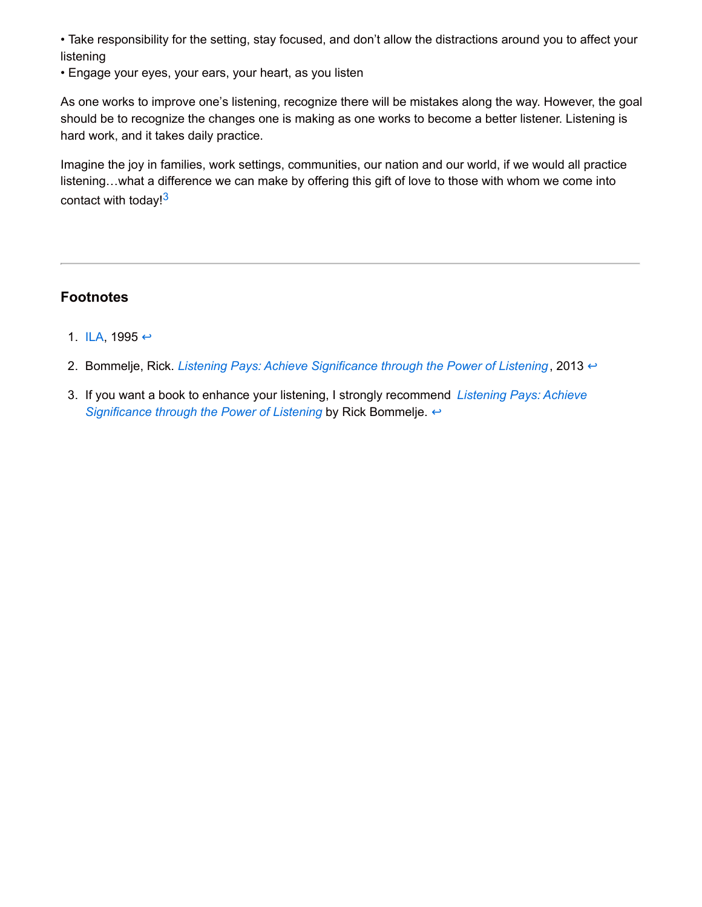• Take responsibility for the setting, stay focused, and don't allow the distractions around you to affect your listening
• Engage your eyes, your ears, your heart, as you listen

As one works to improve one's listening, recognize there will be mistakes along the way. However, the goal should be to recognize the changes one is making as one works to become a better listener. Listening is hard work, and it takes daily practice.

Imagine the joy in families, work settings, communities, our nation and our world, if we would all practice listening…what a difference we can make by offering this gift of love to those with whom we come into contact with today![3]

---

## Footnotes

1. ILA, 1995 ↩
2. Bommelje, Rick. *Listening Pays: Achieve Significance through the Power of Listening*, 2013 ↩
3. If you want a book to enhance your listening, I strongly recommend *Listening Pays: Achieve Significance through the Power of Listening* by Rick Bommelje. ↩